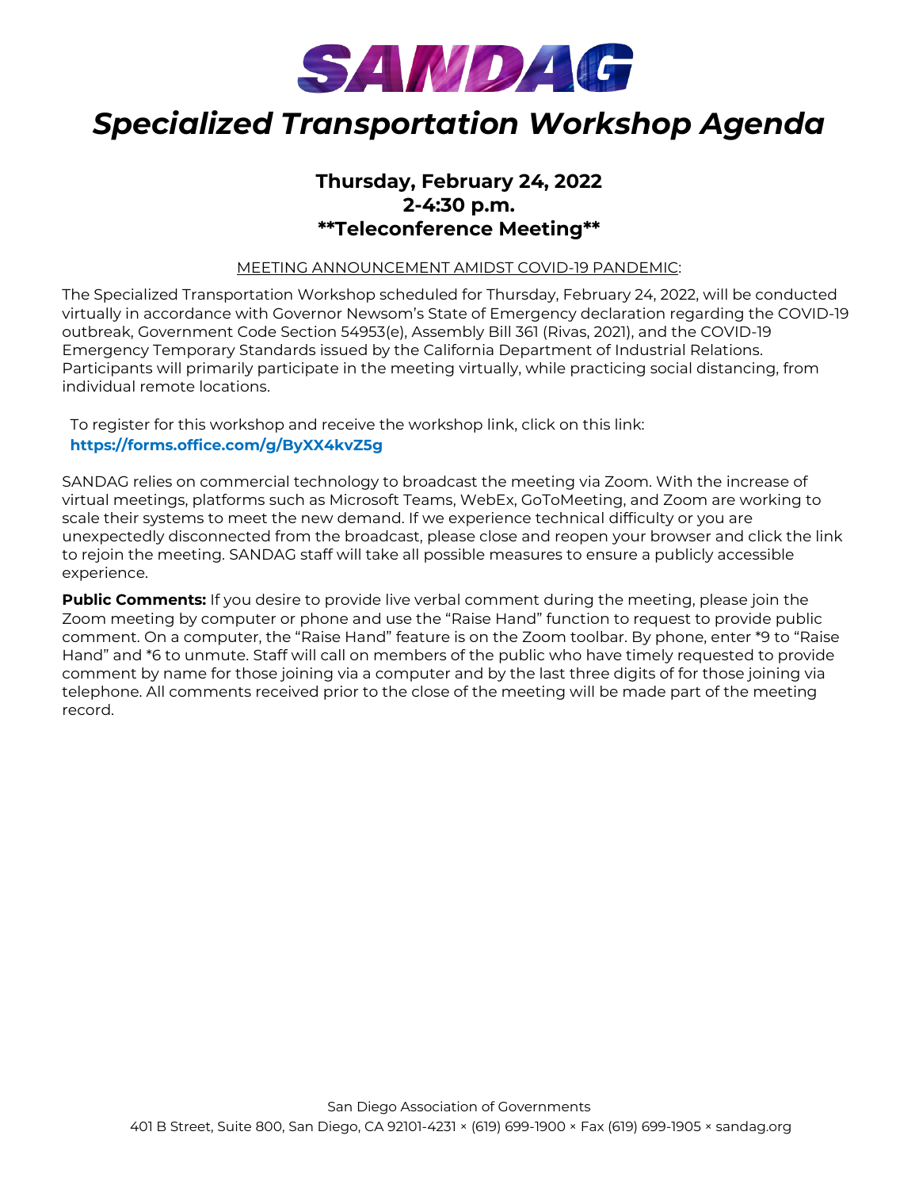# SANDAG

# *Specialized Transportation Workshop Agenda*

**Thursday, February 24, 2022**
**2-4:30 p.m.**
****Teleconference Meeting****

<u>MEETING ANNOUNCEMENT AMIDST COVID-19 PANDEMIC</u>:

The Specialized Transportation Workshop scheduled for Thursday, February 24, 2022, will be conducted virtually in accordance with Governor Newsom's State of Emergency declaration regarding the COVID-19 outbreak, Government Code Section 54953(e), Assembly Bill 361 (Rivas, 2021), and the COVID-19 Emergency Temporary Standards issued by the California Department of Industrial Relations. Participants will primarily participate in the meeting virtually, while practicing social distancing, from individual remote locations.

To register for this workshop and receive the workshop link, click on this link:
**https://forms.office.com/g/ByXX4kvZ5g**

SANDAG relies on commercial technology to broadcast the meeting via Zoom. With the increase of virtual meetings, platforms such as Microsoft Teams, WebEx, GoToMeeting, and Zoom are working to scale their systems to meet the new demand. If we experience technical difficulty or you are unexpectedly disconnected from the broadcast, please close and reopen your browser and click the link to rejoin the meeting. SANDAG staff will take all possible measures to ensure a publicly accessible experience.

**Public Comments:** If you desire to provide live verbal comment during the meeting, please join the Zoom meeting by computer or phone and use the "Raise Hand" function to request to provide public comment. On a computer, the "Raise Hand" feature is on the Zoom toolbar. By phone, enter *9 to "Raise Hand" and *6 to unmute. Staff will call on members of the public who have timely requested to provide comment by name for those joining via a computer and by the last three digits of for those joining via telephone. All comments received prior to the close of the meeting will be made part of the meeting record.

San Diego Association of Governments
401 B Street, Suite 800, San Diego, CA 92101-4231 × (619) 699-1900 × Fax (619) 699-1905 × sandag.org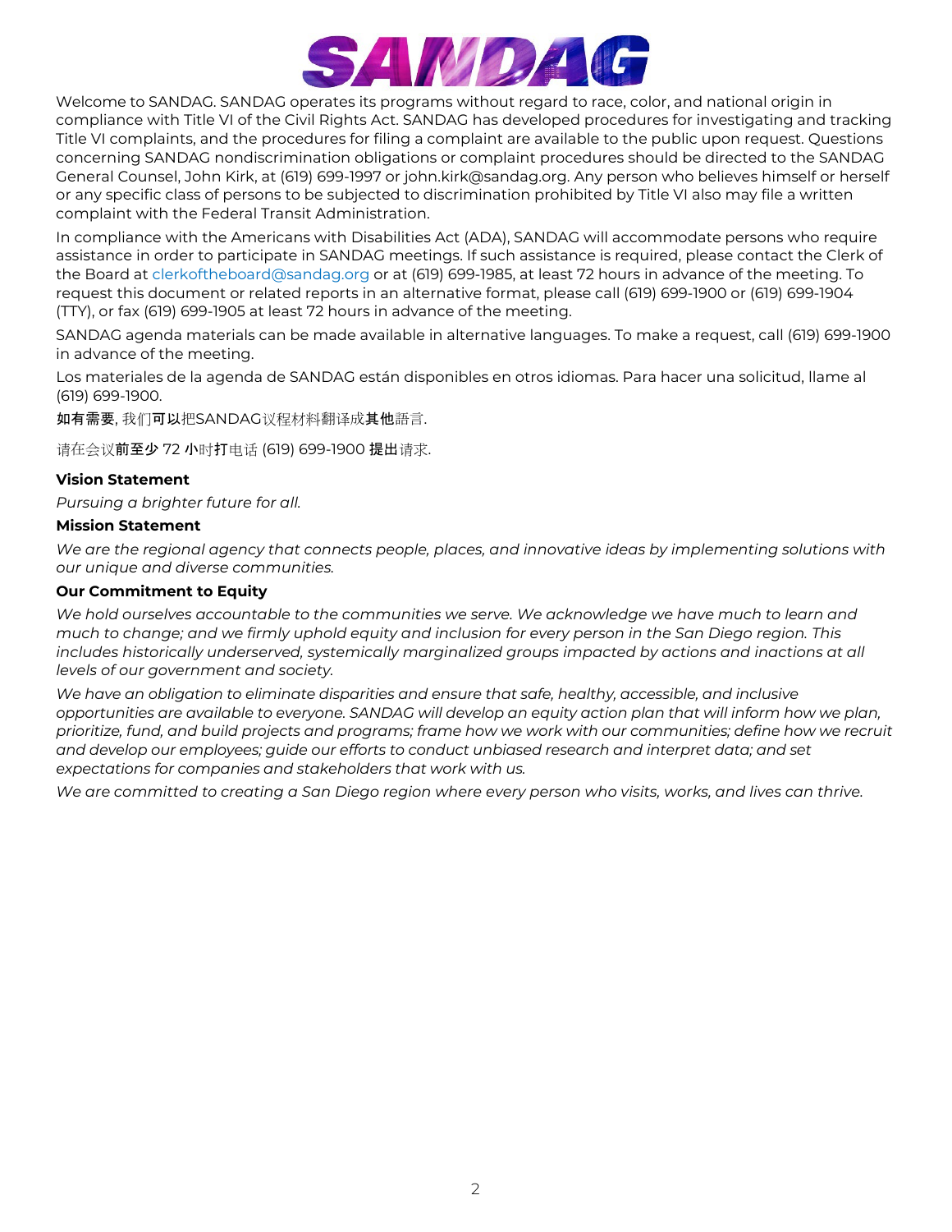Welcome to SANDAG. SANDAG operates its programs without regard to race, color, and national origin in compliance with Title VI of the Civil Rights Act. SANDAG has developed procedures for investigating and tracking Title VI complaints, and the procedures for filing a complaint are available to the public upon request. Questions concerning SANDAG nondiscrimination obligations or complaint procedures should be directed to the SANDAG General Counsel, John Kirk, at (619) 699-1997 or john.kirk@sandag.org. Any person who believes himself or herself or any specific class of persons to be subjected to discrimination prohibited by Title VI also may file a written complaint with the Federal Transit Administration.

In compliance with the Americans with Disabilities Act (ADA), SANDAG will accommodate persons who require assistance in order to participate in SANDAG meetings. If such assistance is required, please contact the Clerk of the Board at clerkoftheboard@sandag.org or at (619) 699-1985, at least 72 hours in advance of the meeting. To request this document or related reports in an alternative format, please call (619) 699-1900 or (619) 699-1904 (TTY), or fax (619) 699-1905 at least 72 hours in advance of the meeting.

SANDAG agenda materials can be made available in alternative languages. To make a request, call (619) 699-1900 in advance of the meeting.

Los materiales de la agenda de SANDAG están disponibles en otros idiomas. Para hacer una solicitud, llame al (619) 699-1900.

如有需要, 我们可以把SANDAG议程材料翻译成其他語言.

请在会议前至少 72 小时打电话 (619) 699-1900 提出请求.

**Vision Statement**

*Pursuing a brighter future for all.*

**Mission Statement**

*We are the regional agency that connects people, places, and innovative ideas by implementing solutions with our unique and diverse communities.*

**Our Commitment to Equity**

*We hold ourselves accountable to the communities we serve. We acknowledge we have much to learn and much to change; and we firmly uphold equity and inclusion for every person in the San Diego region. This includes historically underserved, systemically marginalized groups impacted by actions and inactions at all levels of our government and society.*

*We have an obligation to eliminate disparities and ensure that safe, healthy, accessible, and inclusive opportunities are available to everyone. SANDAG will develop an equity action plan that will inform how we plan, prioritize, fund, and build projects and programs; frame how we work with our communities; define how we recruit and develop our employees; guide our efforts to conduct unbiased research and interpret data; and set expectations for companies and stakeholders that work with us.*

*We are committed to creating a San Diego region where every person who visits, works, and lives can thrive.*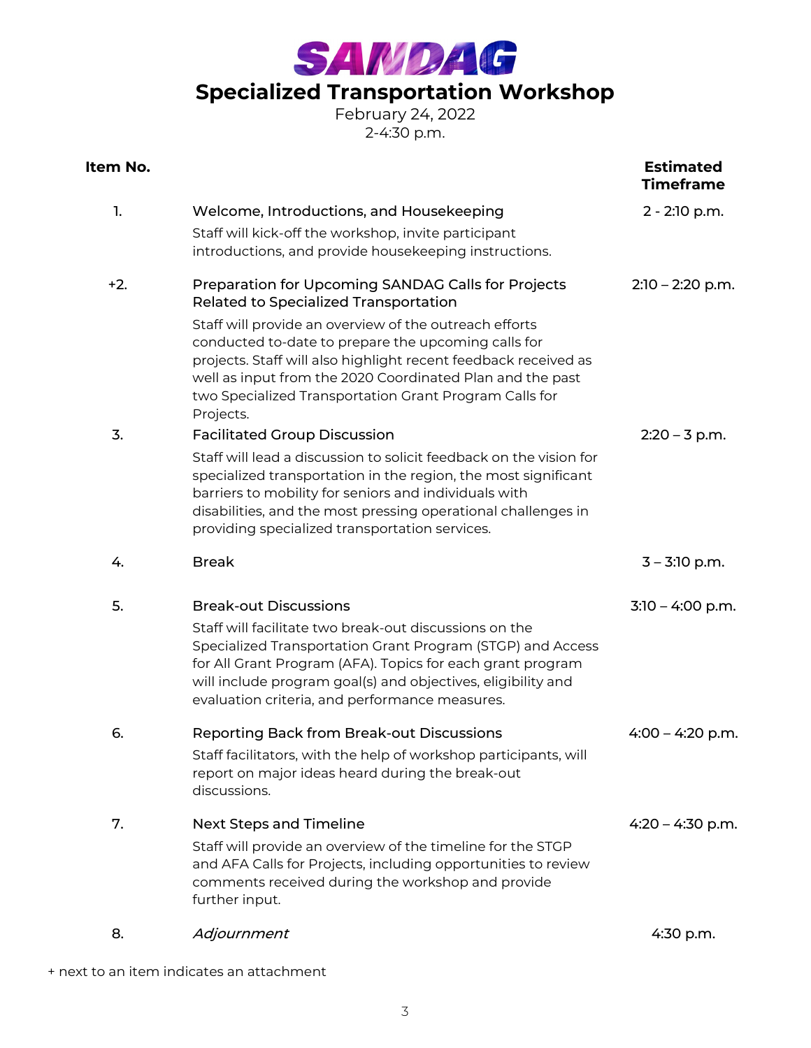# SANDAG

## Specialized Transportation Workshop

February 24, 2022
2-4:30 p.m.

| Item No. | | Estimated Timeframe |
|---|---|---|
| 1. | **Welcome, Introductions, and Housekeeping**<br>Staff will kick-off the workshop, invite participant introductions, and provide housekeeping instructions. | 2 - 2:10 p.m. |
| +2. | **Preparation for Upcoming SANDAG Calls for Projects Related to Specialized Transportation**<br>Staff will provide an overview of the outreach efforts conducted to-date to prepare the upcoming calls for projects. Staff will also highlight recent feedback received as well as input from the 2020 Coordinated Plan and the past two Specialized Transportation Grant Program Calls for Projects. | 2:10 – 2:20 p.m. |
| 3. | **Facilitated Group Discussion**<br>Staff will lead a discussion to solicit feedback on the vision for specialized transportation in the region, the most significant barriers to mobility for seniors and individuals with disabilities, and the most pressing operational challenges in providing specialized transportation services. | 2:20 – 3 p.m. |
| 4. | **Break** | 3 – 3:10 p.m. |
| 5. | **Break-out Discussions**<br>Staff will facilitate two break-out discussions on the Specialized Transportation Grant Program (STGP) and Access for All Grant Program (AFA). Topics for each grant program will include program goal(s) and objectives, eligibility and evaluation criteria, and performance measures. | 3:10 – 4:00 p.m. |
| 6. | **Reporting Back from Break-out Discussions**<br>Staff facilitators, with the help of workshop participants, will report on major ideas heard during the break-out discussions. | 4:00 – 4:20 p.m. |
| 7. | **Next Steps and Timeline**<br>Staff will provide an overview of the timeline for the STGP and AFA Calls for Projects, including opportunities to review comments received during the workshop and provide further input. | 4:20 – 4:30 p.m. |
| 8. | *Adjournment* | 4:30 p.m. |

+ next to an item indicates an attachment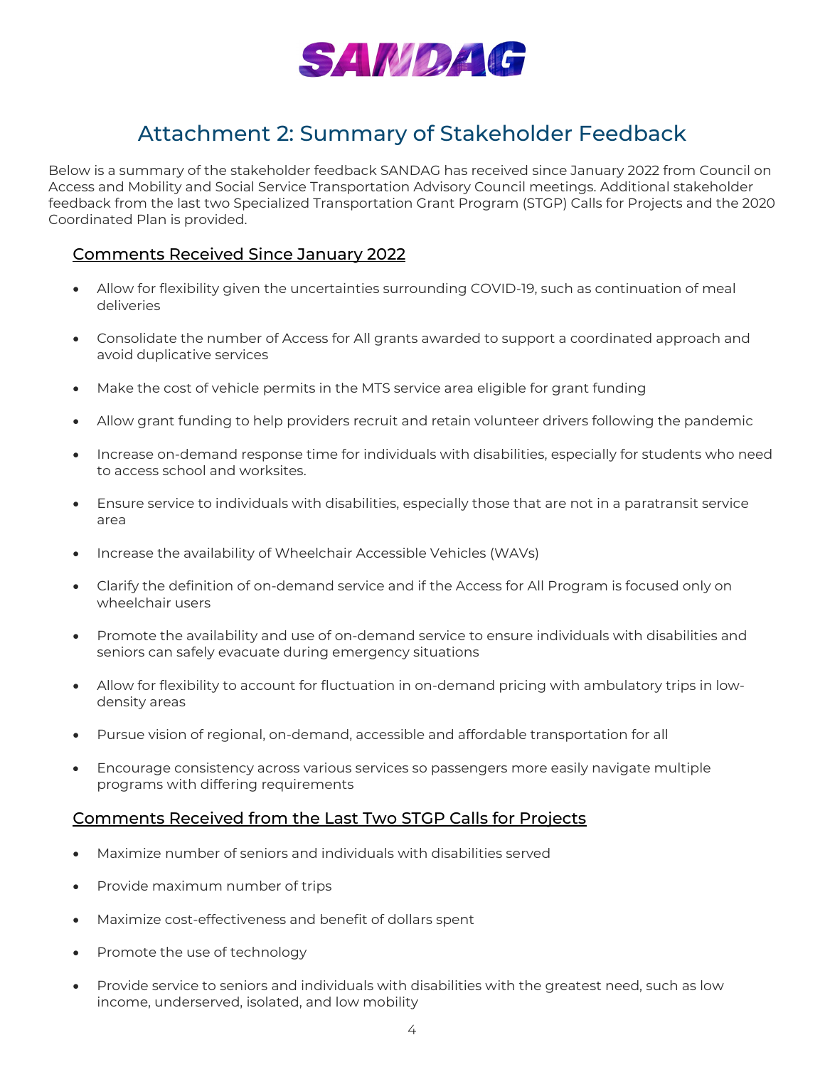# Attachment 2: Summary of Stakeholder Feedback

Below is a summary of the stakeholder feedback SANDAG has received since January 2022 from Council on Access and Mobility and Social Service Transportation Advisory Council meetings. Additional stakeholder feedback from the last two Specialized Transportation Grant Program (STGP) Calls for Projects and the 2020 Coordinated Plan is provided.

## Comments Received Since January 2022

- Allow for flexibility given the uncertainties surrounding COVID-19, such as continuation of meal deliveries
- Consolidate the number of Access for All grants awarded to support a coordinated approach and avoid duplicative services
- Make the cost of vehicle permits in the MTS service area eligible for grant funding
- Allow grant funding to help providers recruit and retain volunteer drivers following the pandemic
- Increase on-demand response time for individuals with disabilities, especially for students who need to access school and worksites.
- Ensure service to individuals with disabilities, especially those that are not in a paratransit service area
- Increase the availability of Wheelchair Accessible Vehicles (WAVs)
- Clarify the definition of on-demand service and if the Access for All Program is focused only on wheelchair users
- Promote the availability and use of on-demand service to ensure individuals with disabilities and seniors can safely evacuate during emergency situations
- Allow for flexibility to account for fluctuation in on-demand pricing with ambulatory trips in low-density areas
- Pursue vision of regional, on-demand, accessible and affordable transportation for all
- Encourage consistency across various services so passengers more easily navigate multiple programs with differing requirements

## Comments Received from the Last Two STGP Calls for Projects

- Maximize number of seniors and individuals with disabilities served
- Provide maximum number of trips
- Maximize cost-effectiveness and benefit of dollars spent
- Promote the use of technology
- Provide service to seniors and individuals with disabilities with the greatest need, such as low income, underserved, isolated, and low mobility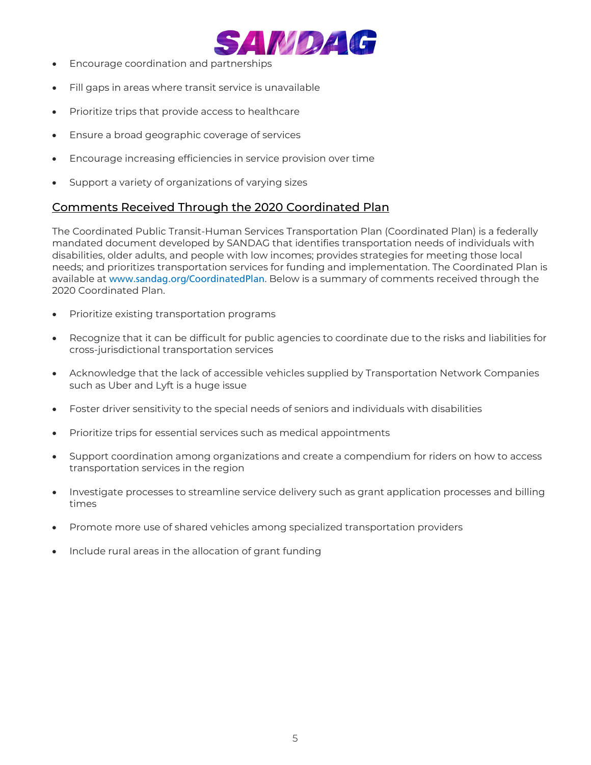- Encourage coordination and partnerships
- Fill gaps in areas where transit service is unavailable
- Prioritize trips that provide access to healthcare
- Ensure a broad geographic coverage of services
- Encourage increasing efficiencies in service provision over time
- Support a variety of organizations of varying sizes

## Comments Received Through the 2020 Coordinated Plan

The Coordinated Public Transit-Human Services Transportation Plan (Coordinated Plan) is a federally mandated document developed by SANDAG that identifies transportation needs of individuals with disabilities, older adults, and people with low incomes; provides strategies for meeting those local needs; and prioritizes transportation services for funding and implementation. The Coordinated Plan is available at www.sandag.org/CoordinatedPlan. Below is a summary of comments received through the 2020 Coordinated Plan.

- Prioritize existing transportation programs
- Recognize that it can be difficult for public agencies to coordinate due to the risks and liabilities for cross-jurisdictional transportation services
- Acknowledge that the lack of accessible vehicles supplied by Transportation Network Companies such as Uber and Lyft is a huge issue
- Foster driver sensitivity to the special needs of seniors and individuals with disabilities
- Prioritize trips for essential services such as medical appointments
- Support coordination among organizations and create a compendium for riders on how to access transportation services in the region
- Investigate processes to streamline service delivery such as grant application processes and billing times
- Promote more use of shared vehicles among specialized transportation providers
- Include rural areas in the allocation of grant funding